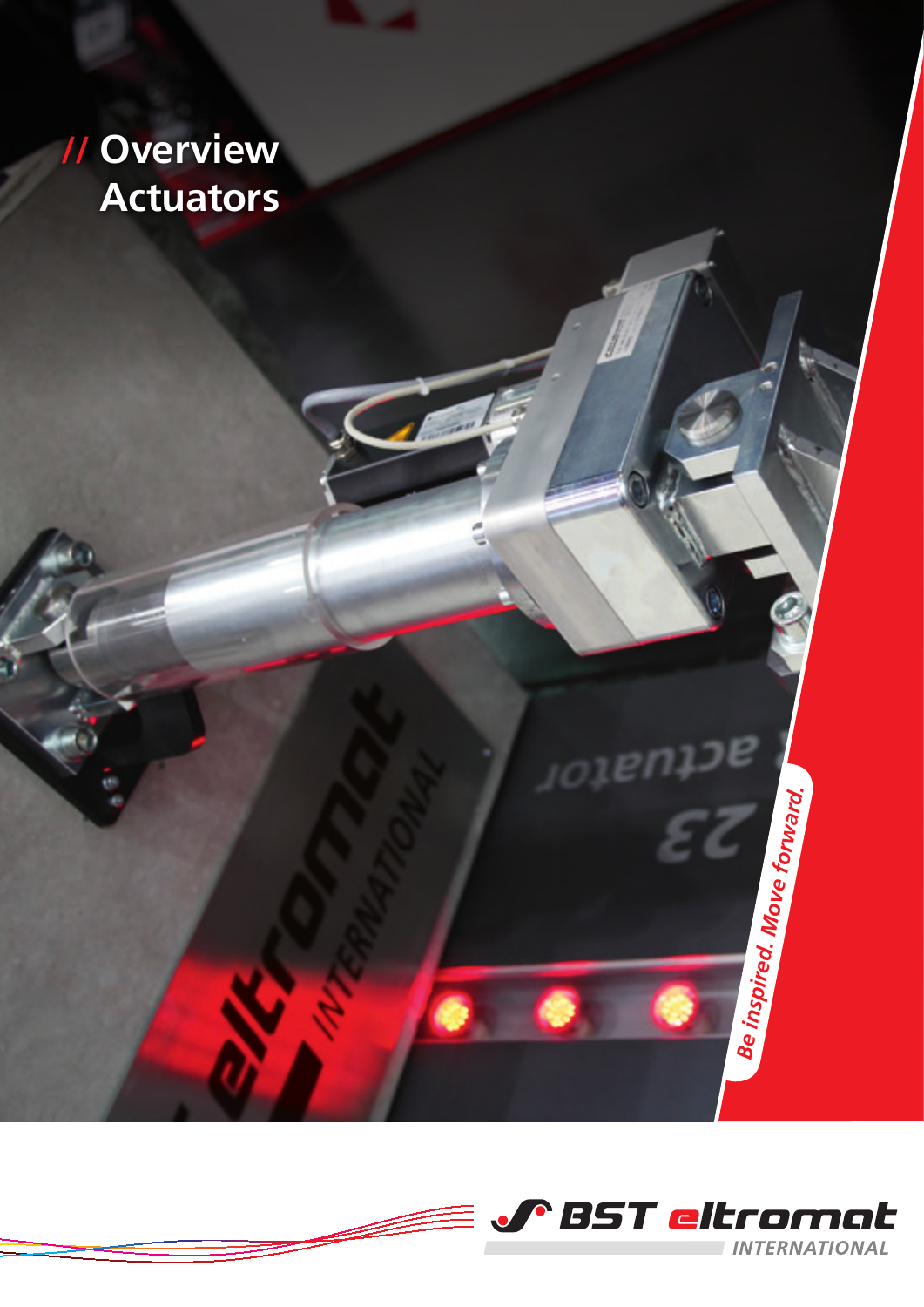# // Overview Actuators

*Be inspired. Move forward.*

BST eltromat INTERNATIONAL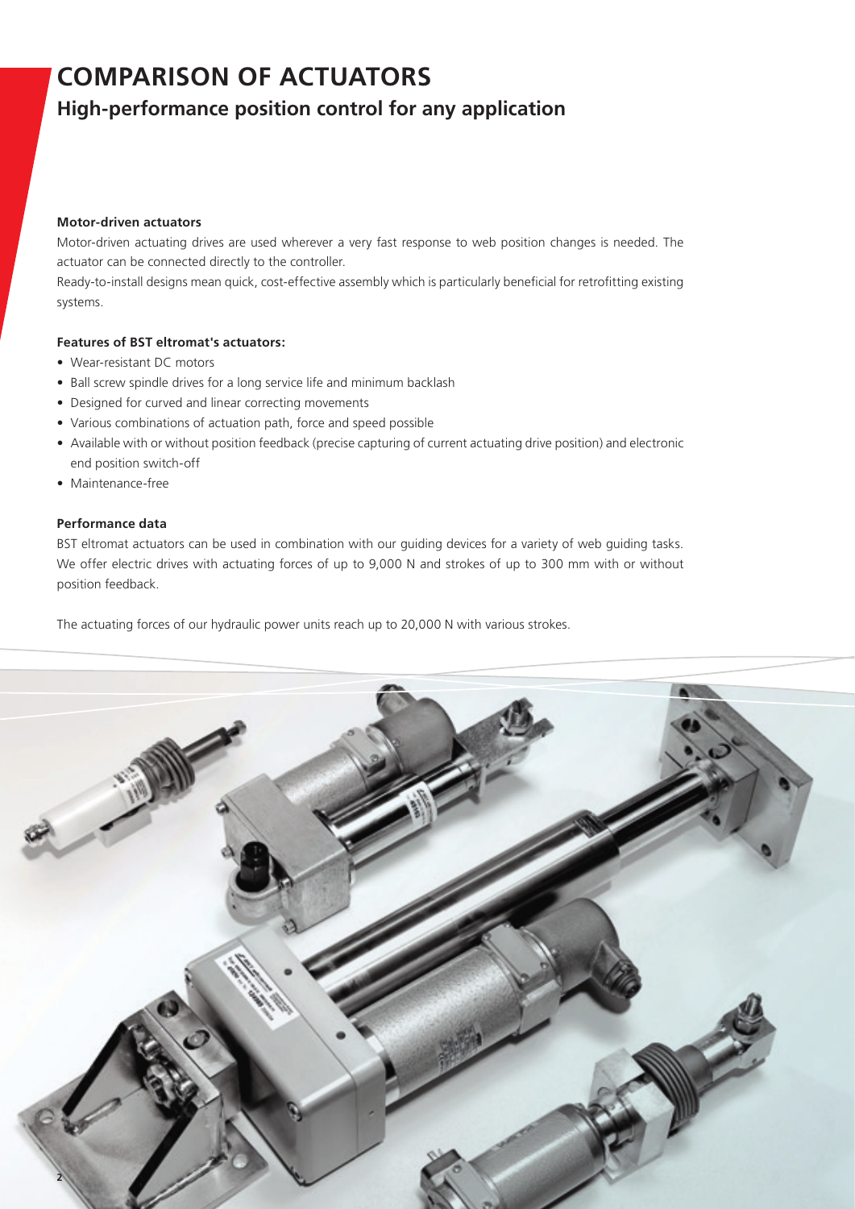# COMPARISON OF ACTUATORS

## High-performance position control for any application

**Motor-driven actuators**

Motor-driven actuating drives are used wherever a very fast response to web position changes is needed. The actuator can be connected directly to the controller.

Ready-to-install designs mean quick, cost-effective assembly which is particularly beneficial for retrofitting existing systems.

**Features of BST eltromat's actuators:**

- Wear-resistant DC motors
- Ball screw spindle drives for a long service life and minimum backlash
- Designed for curved and linear correcting movements
- Various combinations of actuation path, force and speed possible
- Available with or without position feedback (precise capturing of current actuating drive position) and electronic end position switch-off
- Maintenance-free

**Performance data**

BST eltromat actuators can be used in combination with our guiding devices for a variety of web guiding tasks. We offer electric drives with actuating forces of up to 9,000 N and strokes of up to 300 mm with or without position feedback.

The actuating forces of our hydraulic power units reach up to 20,000 N with various strokes.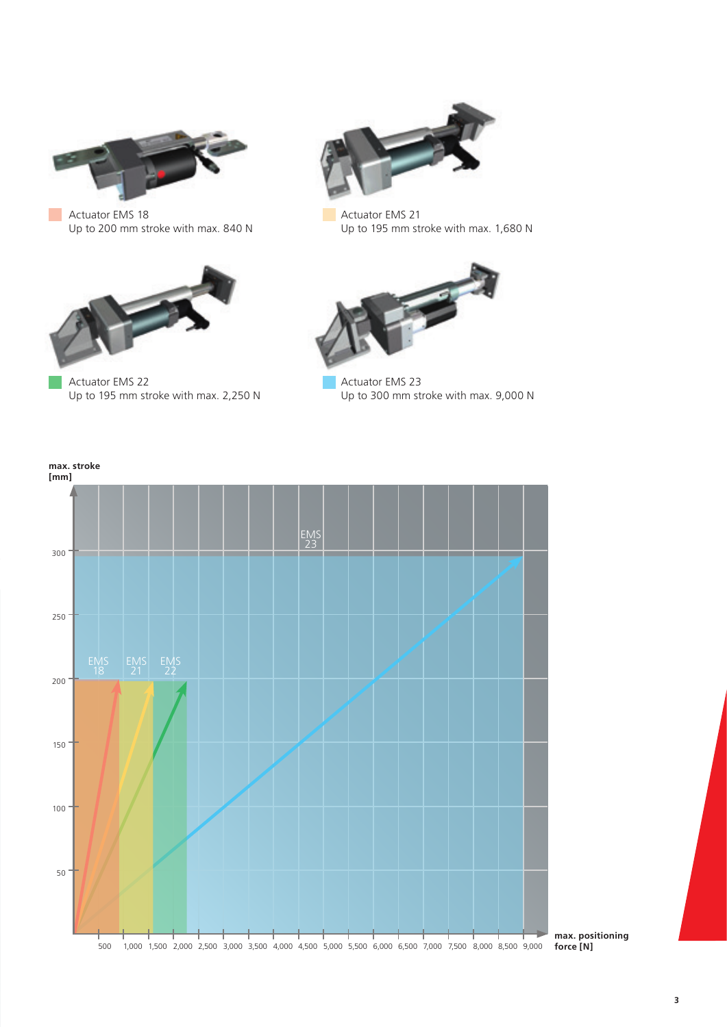Actuator EMS 18
Up to 200 mm stroke with max. 840 N

Actuator EMS 21
Up to 195 mm stroke with max. 1,680 N

Actuator EMS 22
Up to 195 mm stroke with max. 2,250 N

Actuator EMS 23
Up to 300 mm stroke with max. 9,000 N

**max. stroke [mm]**

EMS 23

EMS 18 EMS 21 EMS 22

300
250
200
150
100
50

500 1,000 1,500 2,000 2,500 3,000 3,500 4,000 4,500 5,000 5,500 6,000 6,500 7,000 7,500 8,000 8,500 9,000

**max. positioning force [N]**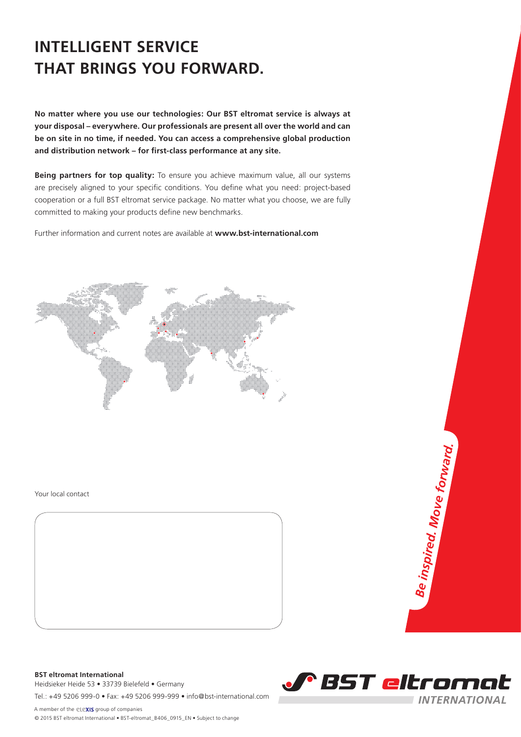# INTELLIGENT SERVICE THAT BRINGS YOU FORWARD.

**No matter where you use our technologies: Our BST eltromat service is always at your disposal – everywhere. Our professionals are present all over the world and can be on site in no time, if needed. You can access a comprehensive global production and distribution network – for first-class performance at any site.**

**Being partners for top quality:** To ensure you achieve maximum value, all our systems are precisely aligned to your specific conditions. You define what you need: project-based cooperation or a full BST eltromat service package. No matter what you choose, we are fully committed to making your products define new benchmarks.

Further information and current notes are available at **www.bst-international.com**

Your local contact

*Be inspired. Move forward.*

**BST eltromat International**
Heidsieker Heide 53 • 33739 Bielefeld • Germany
Tel.: +49 5206 999-0 • Fax: +49 5206 999-999 • info@bst-international.com

A member of the elexis group of companies
© 2015 BST eltromat International • BST-eltromat_B406_0915_EN • Subject to change

BST eltromat INTERNATIONAL